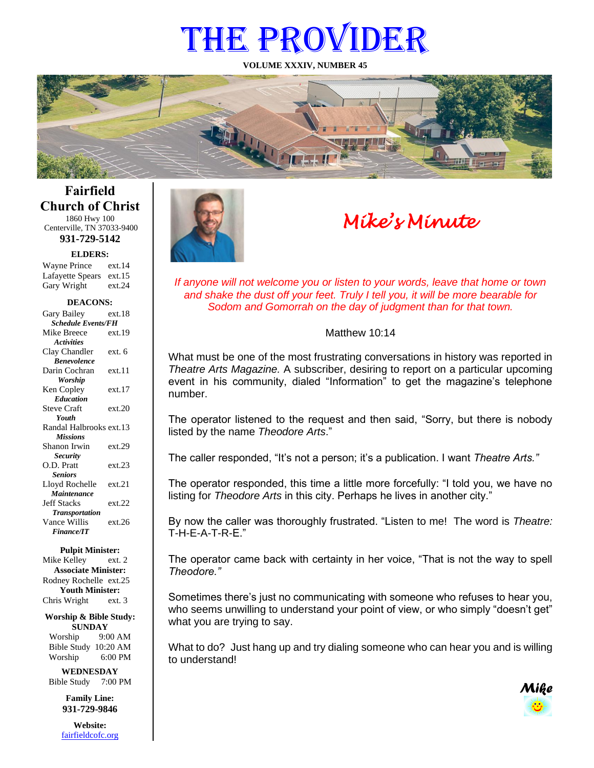# THE PROVIDER

**VOLUME XXXIV, NUMBER 45**

## Fairfield Church of Christ

1860 Hwy 100
Centerville, TN 37033-9400

**931-729-5142**

**ELDERS:**

Wayne Prince ext.14
Lafayette Spears ext.15
Gary Wright ext.24

**DEACONS:**

Gary Bailey ext.18
***Schedule Events/FH***
Mike Breece ext.19
***Activities***
Clay Chandler ext. 6
***Benevolence***
Darin Cochran ext.11
***Worship***
Ken Copley ext.17
***Education***
Steve Craft ext.20
***Youth***
Randal Halbrooks ext.13
***Missions***
Shanon Irwin ext.29
***Security***
O.D. Pratt ext.23
***Seniors***
Lloyd Rochelle ext.21
***Maintenance***
Jeff Stacks ext.22
***Transportation***
Vance Willis ext.26
***Finance/IT***

**Pulpit Minister:**
Mike Kelley ext. 2
**Associate Minister:**
Rodney Rochelle ext.25
**Youth Minister:**
Chris Wright ext. 3

**Worship & Bible Study:**
**SUNDAY**
Worship 9:00 AM
Bible Study 10:20 AM
Worship 6:00 PM

**WEDNESDAY**
Bible Study 7:00 PM

**Family Line:**
**931-729-9846**

**Website:**
fairfieldcofc.org

## *Mike's Minute*

*If anyone will not welcome you or listen to your words, leave that home or town and shake the dust off your feet. Truly I tell you, it will be more bearable for Sodom and Gomorrah on the day of judgment than for that town.*

Matthew 10:14

What must be one of the most frustrating conversations in history was reported in *Theatre Arts Magazine.* A subscriber, desiring to report on a particular upcoming event in his community, dialed "Information" to get the magazine's telephone number.

The operator listened to the request and then said, "Sorry, but there is nobody listed by the name *Theodore Arts*."

The caller responded, "It's not a person; it's a publication. I want *Theatre Arts."*

The operator responded, this time a little more forcefully: "I told you, we have no listing for *Theodore Arts* in this city. Perhaps he lives in another city."

By now the caller was thoroughly frustrated. "Listen to me! The word is *Theatre:* T-H-E-A-T-R-E."

The operator came back with certainty in her voice, "That is not the way to spell *Theodore."*

Sometimes there's just no communicating with someone who refuses to hear you, who seems unwilling to understand your point of view, or who simply "doesn't get" what you are trying to say.

What to do? Just hang up and try dialing someone who can hear you and is willing to understand!

***Mike***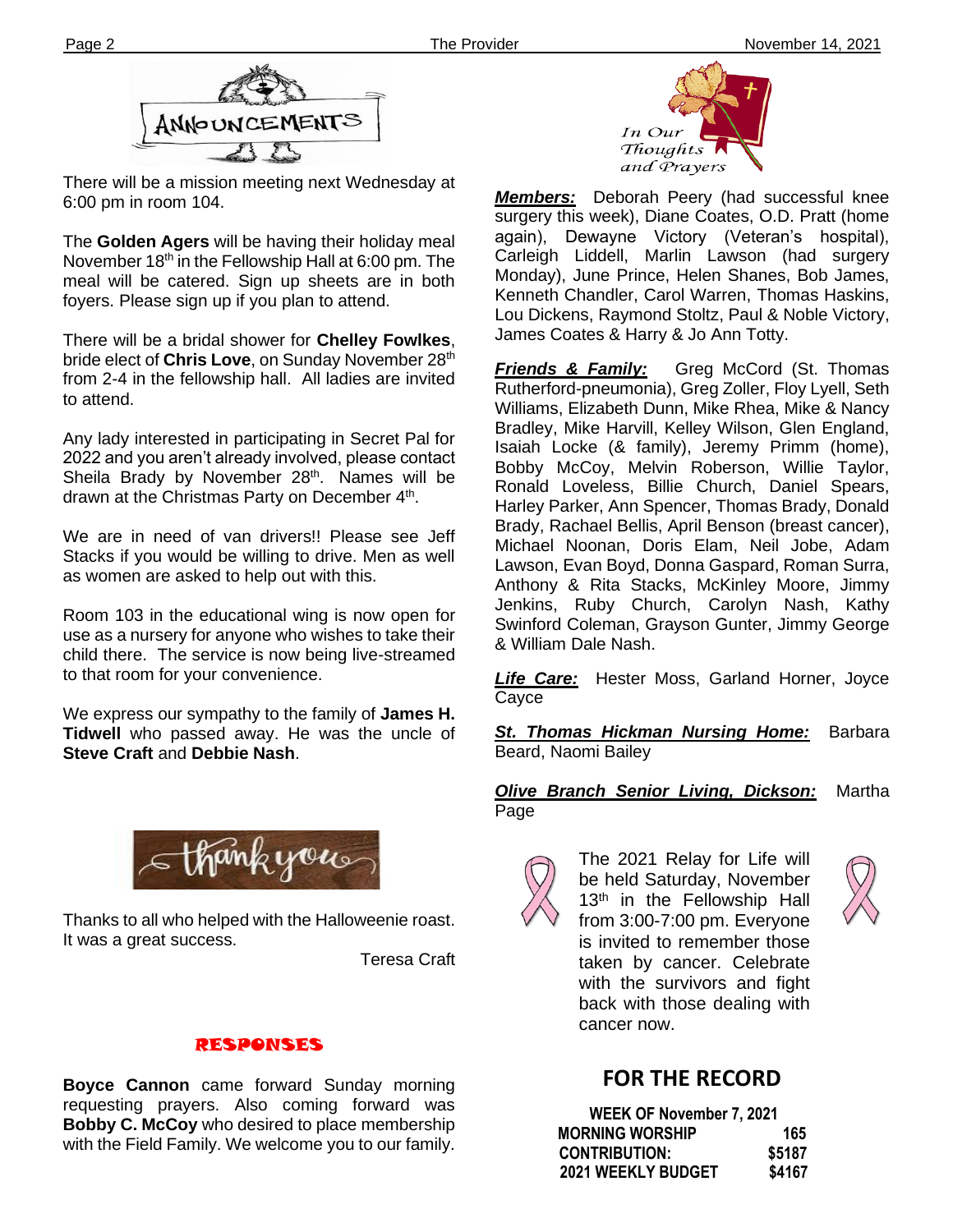## ANNOUNCEMENTS

There will be a mission meeting next Wednesday at 6:00 pm in room 104.

The **Golden Agers** will be having their holiday meal November 18th in the Fellowship Hall at 6:00 pm. The meal will be catered. Sign up sheets are in both foyers. Please sign up if you plan to attend.

There will be a bridal shower for **Chelley Fowlkes**, bride elect of **Chris Love**, on Sunday November 28th from 2-4 in the fellowship hall. All ladies are invited to attend.

Any lady interested in participating in Secret Pal for 2022 and you aren't already involved, please contact Sheila Brady by November 28th. Names will be drawn at the Christmas Party on December 4th.

We are in need of van drivers!! Please see Jeff Stacks if you would be willing to drive. Men as well as women are asked to help out with this.

Room 103 in the educational wing is now open for use as a nursery for anyone who wishes to take their child there. The service is now being live-streamed to that room for your convenience.

We express our sympathy to the family of **James H. Tidwell** who passed away. He was the uncle of **Steve Craft** and **Debbie Nash**.

## thank you

Thanks to all who helped with the Halloweenie roast. It was a great success.

Teresa Craft

## RESPONSES

**Boyce Cannon** came forward Sunday morning requesting prayers. Also coming forward was **Bobby C. McCoy** who desired to place membership with the Field Family. We welcome you to our family.

## In Our Thoughts and Prayers

***Members:*** Deborah Peery (had successful knee surgery this week), Diane Coates, O.D. Pratt (home again), Dewayne Victory (Veteran's hospital), Carleigh Liddell, Marlin Lawson (had surgery Monday), June Prince, Helen Shanes, Bob James, Kenneth Chandler, Carol Warren, Thomas Haskins, Lou Dickens, Raymond Stoltz, Paul & Noble Victory, James Coates & Harry & Jo Ann Totty.

***Friends & Family:*** Greg McCord (St. Thomas Rutherford-pneumonia), Greg Zoller, Floy Lyell, Seth Williams, Elizabeth Dunn, Mike Rhea, Mike & Nancy Bradley, Mike Harvill, Kelley Wilson, Glen England, Isaiah Locke (& family), Jeremy Primm (home), Bobby McCoy, Melvin Roberson, Willie Taylor, Ronald Loveless, Billie Church, Daniel Spears, Harley Parker, Ann Spencer, Thomas Brady, Donald Brady, Rachael Bellis, April Benson (breast cancer), Michael Noonan, Doris Elam, Neil Jobe, Adam Lawson, Evan Boyd, Donna Gaspard, Roman Surra, Anthony & Rita Stacks, McKinley Moore, Jimmy Jenkins, Ruby Church, Carolyn Nash, Kathy Swinford Coleman, Grayson Gunter, Jimmy George & William Dale Nash.

***Life Care:*** Hester Moss, Garland Horner, Joyce Cayce

***St. Thomas Hickman Nursing Home:*** Barbara Beard, Naomi Bailey

***Olive Branch Senior Living, Dickson:*** Martha Page

The 2021 Relay for Life will be held Saturday, November 13th in the Fellowship Hall from 3:00-7:00 pm. Everyone is invited to remember those taken by cancer. Celebrate with the survivors and fight back with those dealing with cancer now.

## FOR THE RECORD

| WEEK OF November 7, 2021 | |
|---|---|
| MORNING WORSHIP | 165 |
| CONTRIBUTION: | $5187 |
| 2021 WEEKLY BUDGET | $4167 |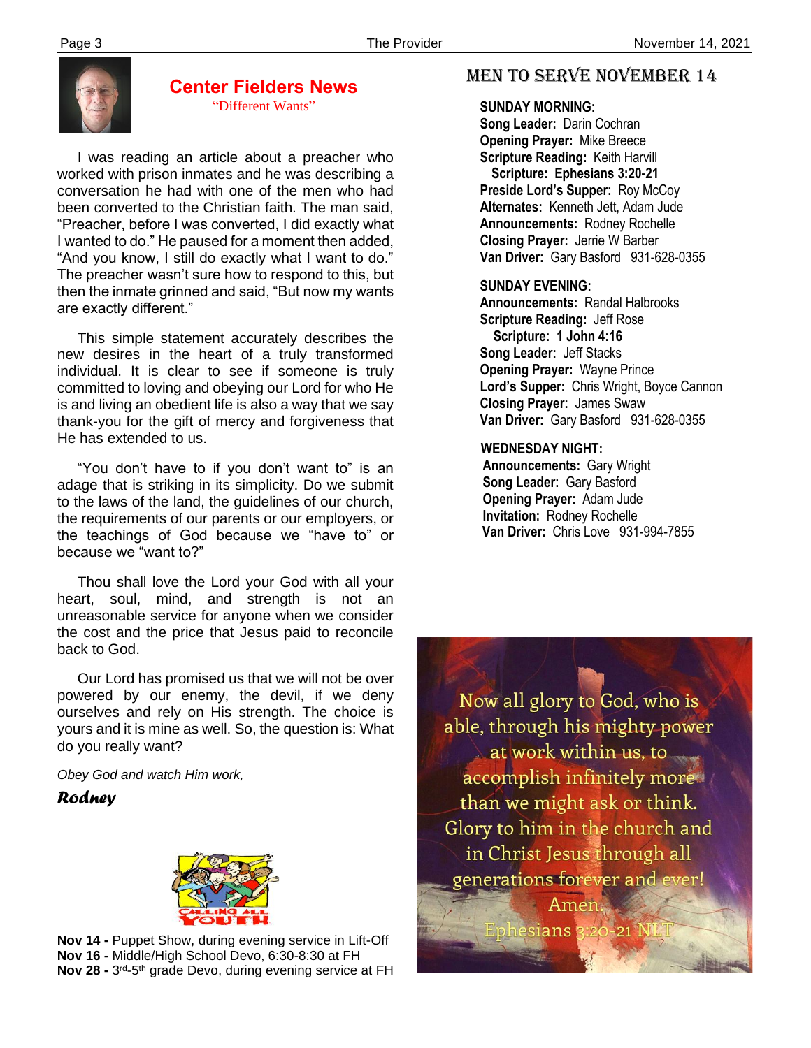## Center Fielders News

"Different Wants"

I was reading an article about a preacher who worked with prison inmates and he was describing a conversation he had with one of the men who had been converted to the Christian faith. The man said, "Preacher, before I was converted, I did exactly what I wanted to do." He paused for a moment then added, "And you know, I still do exactly what I want to do." The preacher wasn't sure how to respond to this, but then the inmate grinned and said, "But now my wants are exactly different."

This simple statement accurately describes the new desires in the heart of a truly transformed individual. It is clear to see if someone is truly committed to loving and obeying our Lord for who He is and living an obedient life is also a way that we say thank-you for the gift of mercy and forgiveness that He has extended to us.

"You don't have to if you don't want to" is an adage that is striking in its simplicity. Do we submit to the laws of the land, the guidelines of our church, the requirements of our parents or our employers, or the teachings of God because we "have to" or because we "want to?"

Thou shall love the Lord your God with all your heart, soul, mind, and strength is not an unreasonable service for anyone when we consider the cost and the price that Jesus paid to reconcile back to God.

Our Lord has promised us that we will not be over powered by our enemy, the devil, if we deny ourselves and rely on His strength. The choice is yours and it is mine as well. So, the question is: What do you really want?

*Obey God and watch Him work,*

***Rodney***

CALLING ALL YOUTH

**Nov 14 -** Puppet Show, during evening service in Lift-Off
**Nov 16 -** Middle/High School Devo, 6:30-8:30 at FH
**Nov 28 -** 3rd-5th grade Devo, during evening service at FH

## Men to Serve November 14

**SUNDAY MORNING:**
**Song Leader:** Darin Cochran
**Opening Prayer:** Mike Breece
**Scripture Reading:** Keith Harvill
**Scripture: Ephesians 3:20-21**
**Preside Lord's Supper:** Roy McCoy
**Alternates:** Kenneth Jett, Adam Jude
**Announcements:** Rodney Rochelle
**Closing Prayer:** Jerrie W Barber
**Van Driver:** Gary Basford 931-628-0355

**SUNDAY EVENING:**
**Announcements:** Randal Halbrooks
**Scripture Reading:** Jeff Rose
**Scripture: 1 John 4:16**
**Song Leader:** Jeff Stacks
**Opening Prayer:** Wayne Prince
**Lord's Supper:** Chris Wright, Boyce Cannon
**Closing Prayer:** James Swaw
**Van Driver:** Gary Basford 931-628-0355

**WEDNESDAY NIGHT:**
**Announcements:** Gary Wright
**Song Leader:** Gary Basford
**Opening Prayer:** Adam Jude
**Invitation:** Rodney Rochelle
**Van Driver:** Chris Love 931-994-7855

Now all glory to God, who is able, through his mighty power at work within us, to accomplish infinitely more than we might ask or think. Glory to him in the church and in Christ Jesus through all generations forever and ever! Amen.
Ephesians 3:20-21 NLT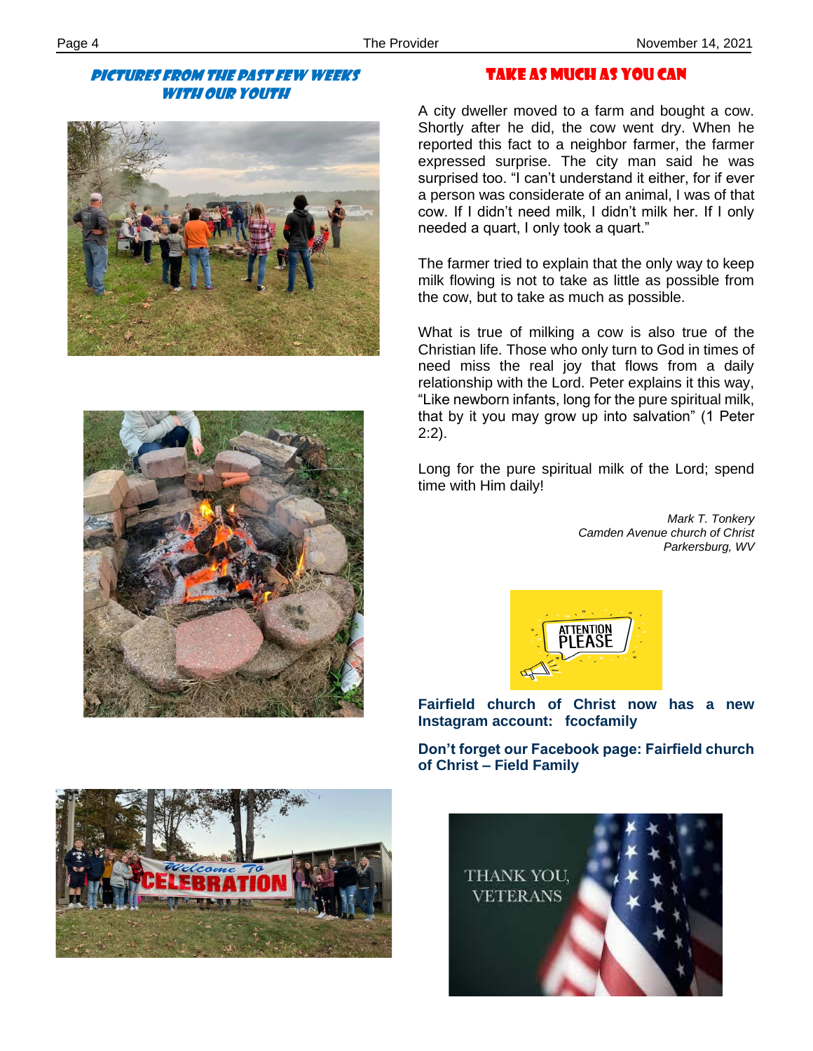## Pictures from the past few weeks with our youth

## Take as much as you can

A city dweller moved to a farm and bought a cow. Shortly after he did, the cow went dry. When he reported this fact to a neighbor farmer, the farmer expressed surprise. The city man said he was surprised too. "I can't understand it either, for if ever a person was considerate of an animal, I was of that cow. If I didn't need milk, I didn't milk her. If I only needed a quart, I only took a quart."

The farmer tried to explain that the only way to keep milk flowing is not to take as little as possible from the cow, but to take as much as possible.

What is true of milking a cow is also true of the Christian life. Those who only turn to God in times of need miss the real joy that flows from a daily relationship with the Lord. Peter explains it this way, "Like newborn infants, long for the pure spiritual milk, that by it you may grow up into salvation" (1 Peter 2:2).

Long for the pure spiritual milk of the Lord; spend time with Him daily!

*Mark T. Tonkery*
*Camden Avenue church of Christ*
*Parkersburg, WV*

**Fairfield church of Christ now has a new Instagram account: fcocfamily**

**Don't forget our Facebook page: Fairfield church of Christ – Field Family**